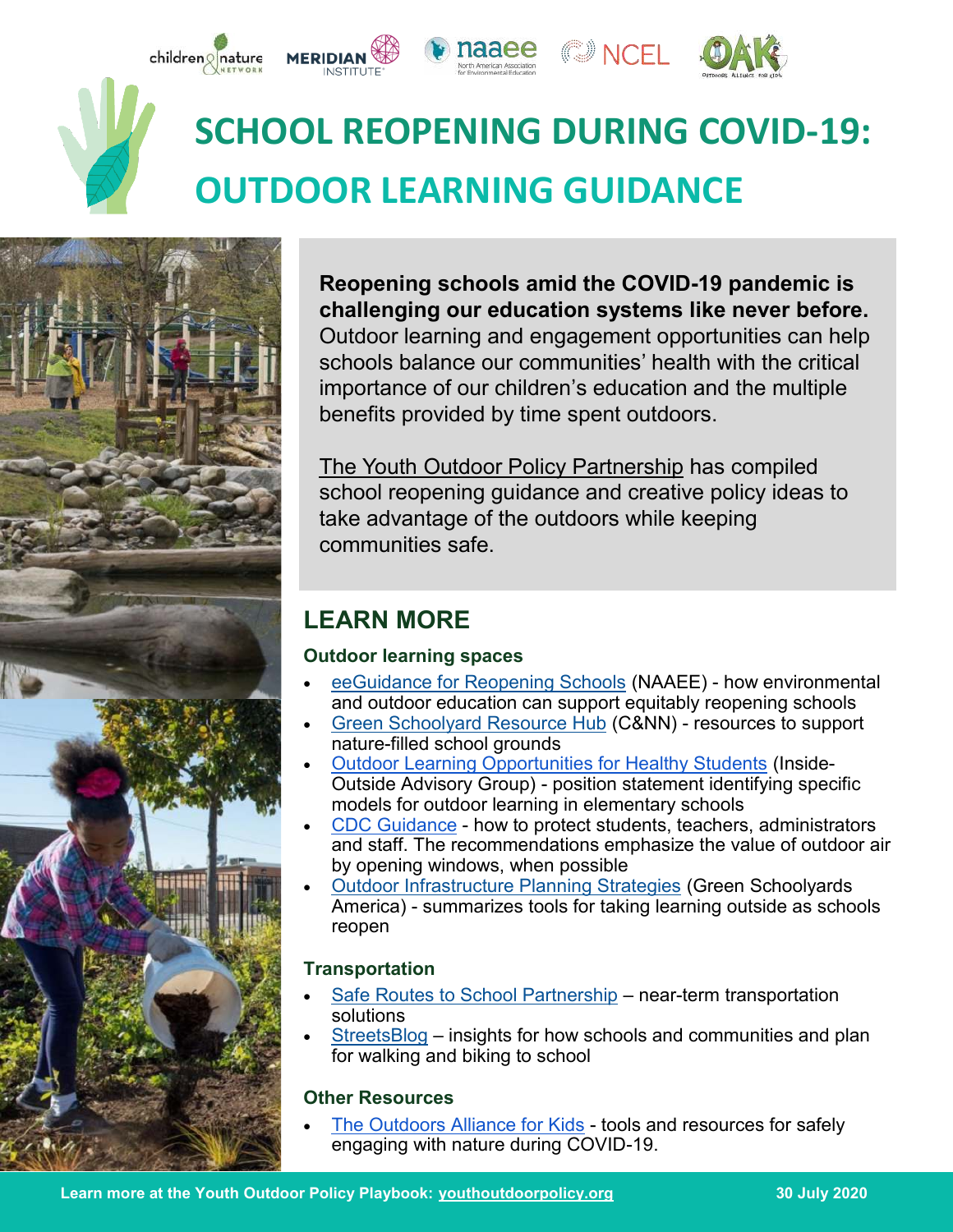# SCHOOL REOPENING DURING COVID-19: OUTDOOR LEARNING GUIDANCE

**Reopening schools amid the COVID-19 pandemic is challenging our education systems like never before.** Outdoor learning and engagement opportunities can help schools balance our communities' health with the critical importance of our children's education and the multiple benefits provided by time spent outdoors.

The Youth Outdoor Policy Partnership has compiled school reopening guidance and creative policy ideas to take advantage of the outdoors while keeping communities safe.

## LEARN MORE

### Outdoor learning spaces

- eeGuidance for Reopening Schools (NAAEE) - how environmental and outdoor education can support equitably reopening schools
- Green Schoolyard Resource Hub (C&NN) - resources to support nature-filled school grounds
- Outdoor Learning Opportunities for Healthy Students (Inside-Outside Advisory Group) - position statement identifying specific models for outdoor learning in elementary schools
- CDC Guidance - how to protect students, teachers, administrators and staff. The recommendations emphasize the value of outdoor air by opening windows, when possible
- Outdoor Infrastructure Planning Strategies (Green Schoolyards America) - summarizes tools for taking learning outside as schools reopen

### Transportation

- Safe Routes to School Partnership – near-term transportation solutions
- StreetsBlog – insights for how schools and communities and plan for walking and biking to school

### Other Resources

- The Outdoors Alliance for Kids - tools and resources for safely engaging with nature during COVID-19.

**Learn more at the Youth Outdoor Policy Playbook: youthoutdoorpolicy.org** **30 July 2020**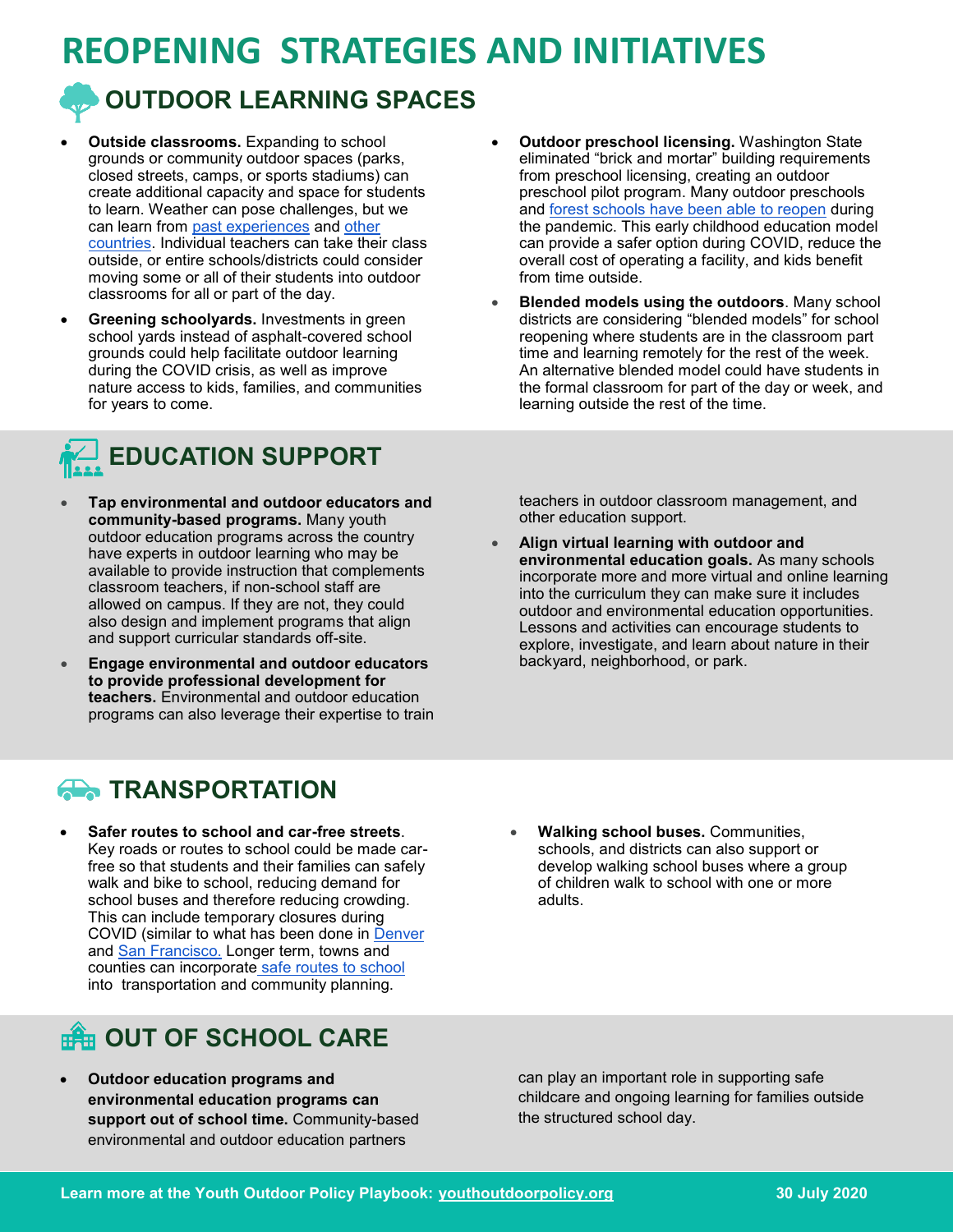# REOPENING STRATEGIES AND INITIATIVES

## OUTDOOR LEARNING SPACES

- **Outside classrooms.** Expanding to school grounds or community outdoor spaces (parks, closed streets, camps, or sports stadiums) can create additional capacity and space for students to learn. Weather can pose challenges, but we can learn from past experiences and other countries. Individual teachers can take their class outside, or entire schools/districts could consider moving some or all of their students into outdoor classrooms for all or part of the day.
- **Greening schoolyards.** Investments in green school yards instead of asphalt-covered school grounds could help facilitate outdoor learning during the COVID crisis, as well as improve nature access to kids, families, and communities for years to come.
- **Outdoor preschool licensing.** Washington State eliminated "brick and mortar" building requirements from preschool licensing, creating an outdoor preschool pilot program. Many outdoor preschools and forest schools have been able to reopen during the pandemic. This early childhood education model can provide a safer option during COVID, reduce the overall cost of operating a facility, and kids benefit from time outside.
- **Blended models using the outdoors**. Many school districts are considering "blended models" for school reopening where students are in the classroom part time and learning remotely for the rest of the week. An alternative blended model could have students in the formal classroom for part of the day or week, and learning outside the rest of the time.

## EDUCATION SUPPORT

- **Tap environmental and outdoor educators and community-based programs.** Many youth outdoor education programs across the country have experts in outdoor learning who may be available to provide instruction that complements classroom teachers, if non-school staff are allowed on campus. If they are not, they could also design and implement programs that align and support curricular standards off-site.
- **Engage environmental and outdoor educators to provide professional development for teachers.** Environmental and outdoor education programs can also leverage their expertise to train teachers in outdoor classroom management, and other education support.
- **Align virtual learning with outdoor and environmental education goals.** As many schools incorporate more and more virtual and online learning into the curriculum they can make sure it includes outdoor and environmental education opportunities. Lessons and activities can encourage students to explore, investigate, and learn about nature in their backyard, neighborhood, or park.

## TRANSPORTATION

- **Safer routes to school and car-free streets**. Key roads or routes to school could be made car-free so that students and their families can safely walk and bike to school, reducing demand for school buses and therefore reducing crowding. This can include temporary closures during COVID (similar to what has been done in Denver and San Francisco. Longer term, towns and counties can incorporate safe routes to school into transportation and community planning.
- **Walking school buses.** Communities, schools, and districts can also support or develop walking school buses where a group of children walk to school with one or more adults.

## OUT OF SCHOOL CARE

- **Outdoor education programs and environmental education programs can support out of school time.** Community-based environmental and outdoor education partners can play an important role in supporting safe childcare and ongoing learning for families outside the structured school day.

**Learn more at the Youth Outdoor Policy Playbook: youthoutdoorpolicy.org** **30 July 2020**